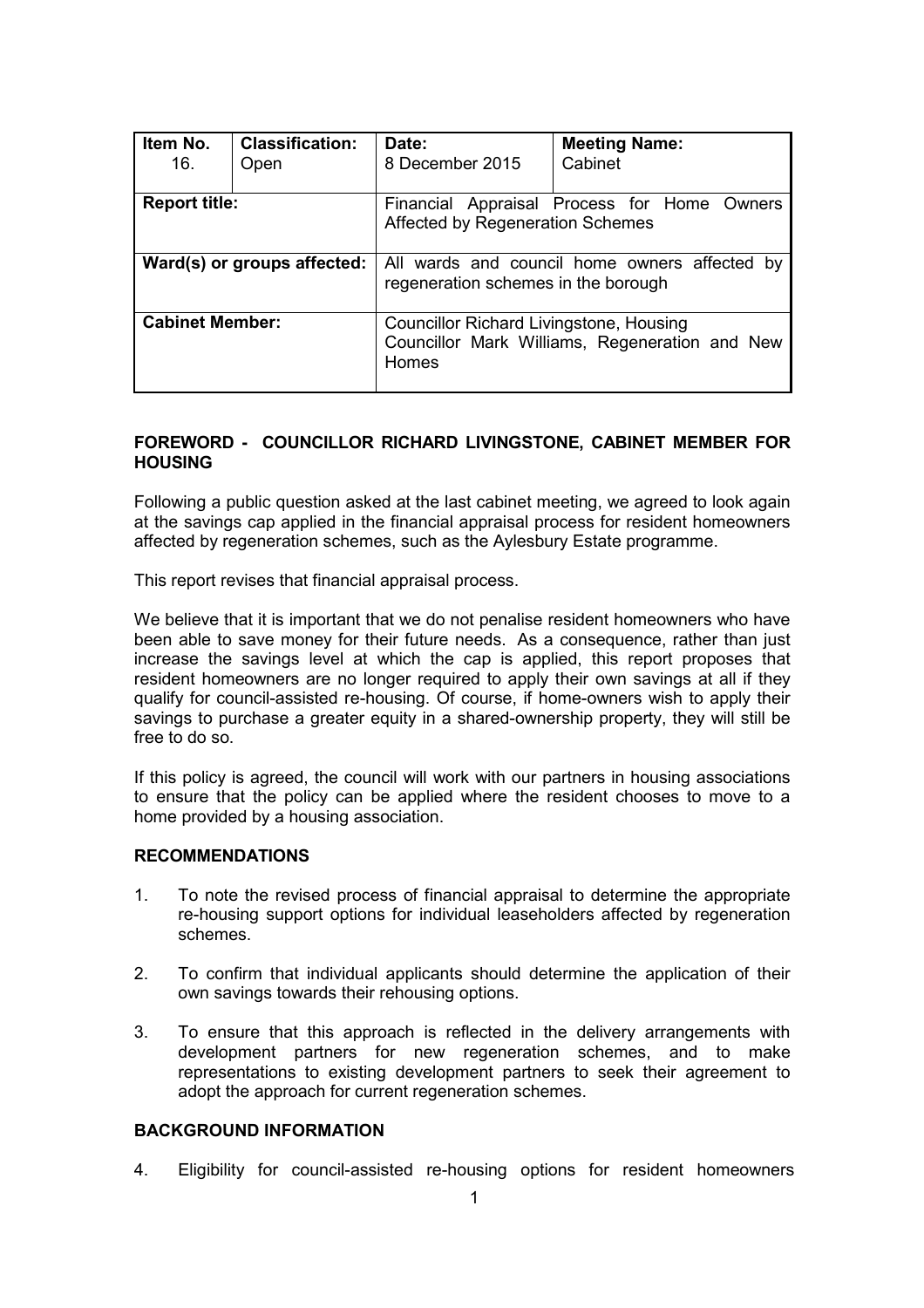| Item No. 16. | Classification: Open | Date: 8 December 2015 | Meeting Name: Cabinet |
|---|---|---|---|
| **Report title:** | | Financial Appraisal Process for Home Owners Affected by Regeneration Schemes | |
| **Ward(s) or groups affected:** | | All wards and council home owners affected by regeneration schemes in the borough | |
| **Cabinet Member:** | | Councillor Richard Livingstone, Housing<br>Councillor Mark Williams, Regeneration and New Homes | |

## FOREWORD - COUNCILLOR RICHARD LIVINGSTONE, CABINET MEMBER FOR HOUSING

Following a public question asked at the last cabinet meeting, we agreed to look again at the savings cap applied in the financial appraisal process for resident homeowners affected by regeneration schemes, such as the Aylesbury Estate programme.

This report revises that financial appraisal process.

We believe that it is important that we do not penalise resident homeowners who have been able to save money for their future needs. As a consequence, rather than just increase the savings level at which the cap is applied, this report proposes that resident homeowners are no longer required to apply their own savings at all if they qualify for council-assisted re-housing. Of course, if home-owners wish to apply their savings to purchase a greater equity in a shared-ownership property, they will still be free to do so.

If this policy is agreed, the council will work with our partners in housing associations to ensure that the policy can be applied where the resident chooses to move to a home provided by a housing association.

## RECOMMENDATIONS

1. To note the revised process of financial appraisal to determine the appropriate re-housing support options for individual leaseholders affected by regeneration schemes.

2. To confirm that individual applicants should determine the application of their own savings towards their rehousing options.

3. To ensure that this approach is reflected in the delivery arrangements with development partners for new regeneration schemes, and to make representations to existing development partners to seek their agreement to adopt the approach for current regeneration schemes.

## BACKGROUND INFORMATION

4. Eligibility for council-assisted re-housing options for resident homeowners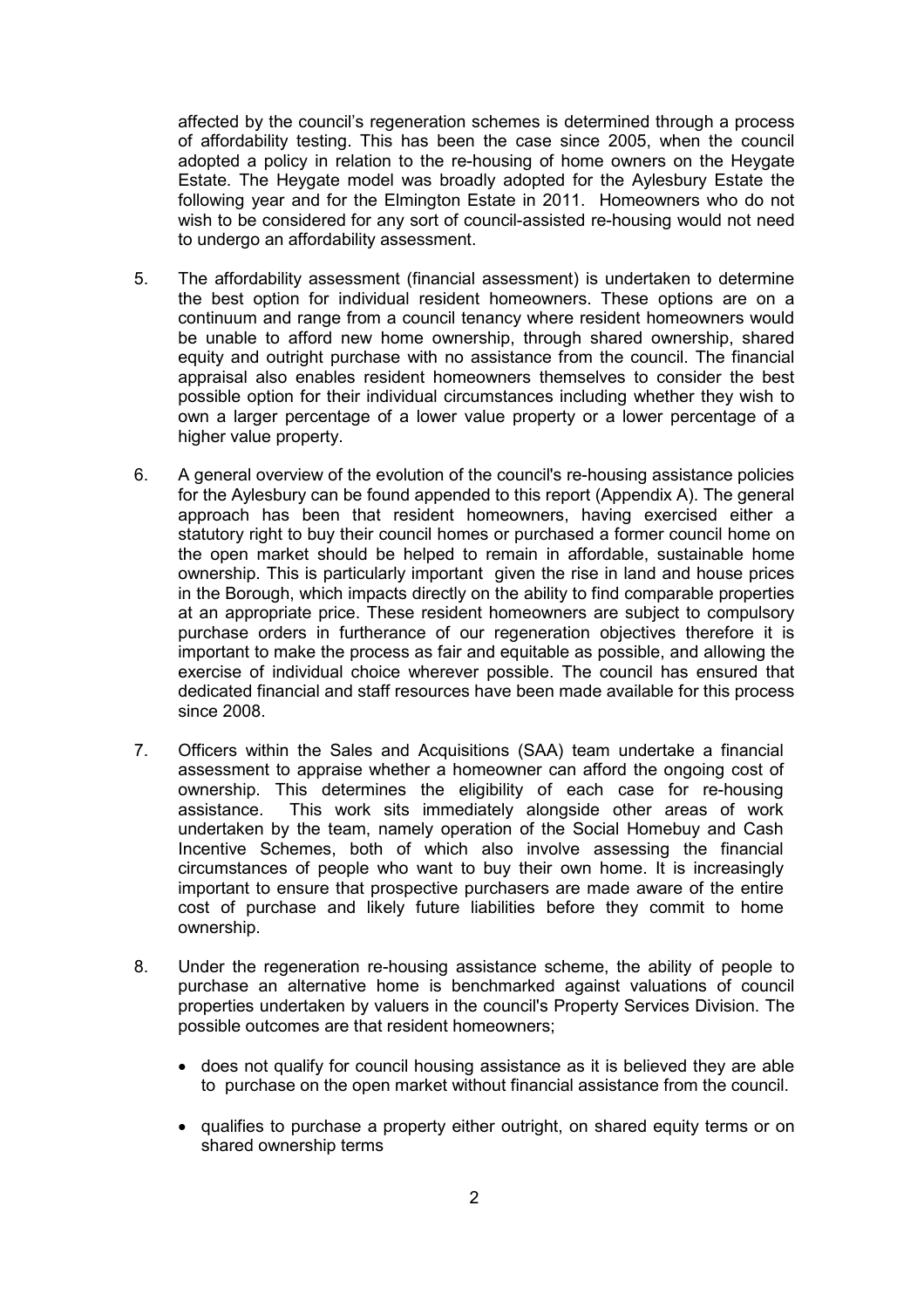affected by the council's regeneration schemes is determined through a process of affordability testing. This has been the case since 2005, when the council adopted a policy in relation to the re-housing of home owners on the Heygate Estate. The Heygate model was broadly adopted for the Aylesbury Estate the following year and for the Elmington Estate in 2011. Homeowners who do not wish to be considered for any sort of council-assisted re-housing would not need to undergo an affordability assessment.

5. The affordability assessment (financial assessment) is undertaken to determine the best option for individual resident homeowners. These options are on a continuum and range from a council tenancy where resident homeowners would be unable to afford new home ownership, through shared ownership, shared equity and outright purchase with no assistance from the council. The financial appraisal also enables resident homeowners themselves to consider the best possible option for their individual circumstances including whether they wish to own a larger percentage of a lower value property or a lower percentage of a higher value property.

6. A general overview of the evolution of the council's re-housing assistance policies for the Aylesbury can be found appended to this report (Appendix A). The general approach has been that resident homeowners, having exercised either a statutory right to buy their council homes or purchased a former council home on the open market should be helped to remain in affordable, sustainable home ownership. This is particularly important given the rise in land and house prices in the Borough, which impacts directly on the ability to find comparable properties at an appropriate price. These resident homeowners are subject to compulsory purchase orders in furtherance of our regeneration objectives therefore it is important to make the process as fair and equitable as possible, and allowing the exercise of individual choice wherever possible. The council has ensured that dedicated financial and staff resources have been made available for this process since 2008.

7. Officers within the Sales and Acquisitions (SAA) team undertake a financial assessment to appraise whether a homeowner can afford the ongoing cost of ownership. This determines the eligibility of each case for re-housing assistance. This work sits immediately alongside other areas of work undertaken by the team, namely operation of the Social Homebuy and Cash Incentive Schemes, both of which also involve assessing the financial circumstances of people who want to buy their own home. It is increasingly important to ensure that prospective purchasers are made aware of the entire cost of purchase and likely future liabilities before they commit to home ownership.

8. Under the regeneration re-housing assistance scheme, the ability of people to purchase an alternative home is benchmarked against valuations of council properties undertaken by valuers in the council's Property Services Division. The possible outcomes are that resident homeowners;

   - does not qualify for council housing assistance as it is believed they are able to purchase on the open market without financial assistance from the council.

   - qualifies to purchase a property either outright, on shared equity terms or on shared ownership terms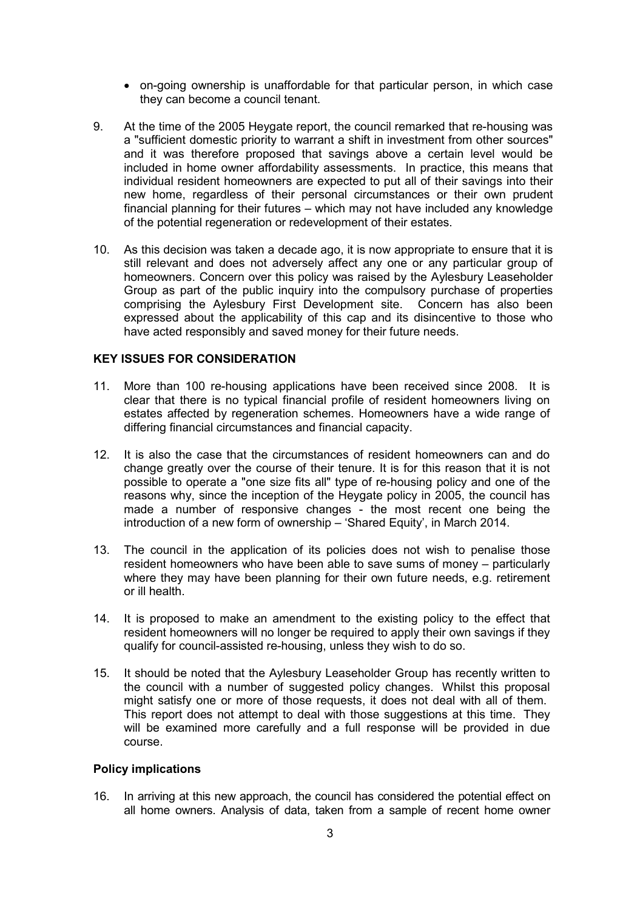- on-going ownership is unaffordable for that particular person, in which case they can become a council tenant.

9. At the time of the 2005 Heygate report, the council remarked that re-housing was a "sufficient domestic priority to warrant a shift in investment from other sources" and it was therefore proposed that savings above a certain level would be included in home owner affordability assessments. In practice, this means that individual resident homeowners are expected to put all of their savings into their new home, regardless of their personal circumstances or their own prudent financial planning for their futures – which may not have included any knowledge of the potential regeneration or redevelopment of their estates.

10. As this decision was taken a decade ago, it is now appropriate to ensure that it is still relevant and does not adversely affect any one or any particular group of homeowners. Concern over this policy was raised by the Aylesbury Leaseholder Group as part of the public inquiry into the compulsory purchase of properties comprising the Aylesbury First Development site. Concern has also been expressed about the applicability of this cap and its disincentive to those who have acted responsibly and saved money for their future needs.

**KEY ISSUES FOR CONSIDERATION**

11. More than 100 re-housing applications have been received since 2008. It is clear that there is no typical financial profile of resident homeowners living on estates affected by regeneration schemes. Homeowners have a wide range of differing financial circumstances and financial capacity.

12. It is also the case that the circumstances of resident homeowners can and do change greatly over the course of their tenure. It is for this reason that it is not possible to operate a "one size fits all" type of re-housing policy and one of the reasons why, since the inception of the Heygate policy in 2005, the council has made a number of responsive changes - the most recent one being the introduction of a new form of ownership – 'Shared Equity', in March 2014.

13. The council in the application of its policies does not wish to penalise those resident homeowners who have been able to save sums of money – particularly where they may have been planning for their own future needs, e.g. retirement or ill health.

14. It is proposed to make an amendment to the existing policy to the effect that resident homeowners will no longer be required to apply their own savings if they qualify for council-assisted re-housing, unless they wish to do so.

15. It should be noted that the Aylesbury Leaseholder Group has recently written to the council with a number of suggested policy changes. Whilst this proposal might satisfy one or more of those requests, it does not deal with all of them. This report does not attempt to deal with those suggestions at this time. They will be examined more carefully and a full response will be provided in due course.

**Policy implications**

16. In arriving at this new approach, the council has considered the potential effect on all home owners. Analysis of data, taken from a sample of recent home owner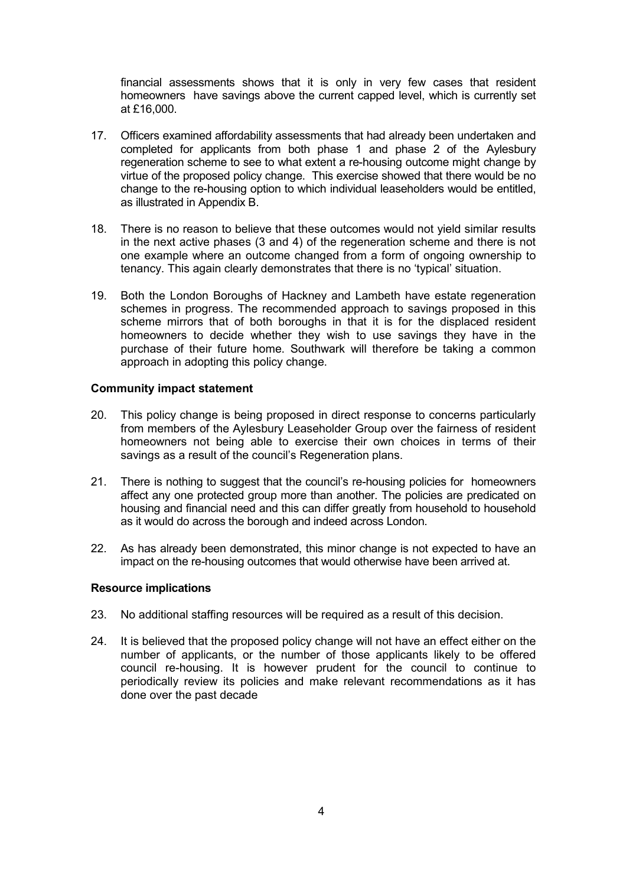financial assessments shows that it is only in very few cases that resident homeowners have savings above the current capped level, which is currently set at £16,000.

17. Officers examined affordability assessments that had already been undertaken and completed for applicants from both phase 1 and phase 2 of the Aylesbury regeneration scheme to see to what extent a re-housing outcome might change by virtue of the proposed policy change. This exercise showed that there would be no change to the re-housing option to which individual leaseholders would be entitled, as illustrated in Appendix B.

18. There is no reason to believe that these outcomes would not yield similar results in the next active phases (3 and 4) of the regeneration scheme and there is not one example where an outcome changed from a form of ongoing ownership to tenancy. This again clearly demonstrates that there is no 'typical' situation.

19. Both the London Boroughs of Hackney and Lambeth have estate regeneration schemes in progress. The recommended approach to savings proposed in this scheme mirrors that of both boroughs in that it is for the displaced resident homeowners to decide whether they wish to use savings they have in the purchase of their future home. Southwark will therefore be taking a common approach in adopting this policy change.

**Community impact statement**

20. This policy change is being proposed in direct response to concerns particularly from members of the Aylesbury Leaseholder Group over the fairness of resident homeowners not being able to exercise their own choices in terms of their savings as a result of the council's Regeneration plans.

21. There is nothing to suggest that the council's re-housing policies for homeowners affect any one protected group more than another. The policies are predicated on housing and financial need and this can differ greatly from household to household as it would do across the borough and indeed across London.

22. As has already been demonstrated, this minor change is not expected to have an impact on the re-housing outcomes that would otherwise have been arrived at.

**Resource implications**

23. No additional staffing resources will be required as a result of this decision.

24. It is believed that the proposed policy change will not have an effect either on the number of applicants, or the number of those applicants likely to be offered council re-housing. It is however prudent for the council to continue to periodically review its policies and make relevant recommendations as it has done over the past decade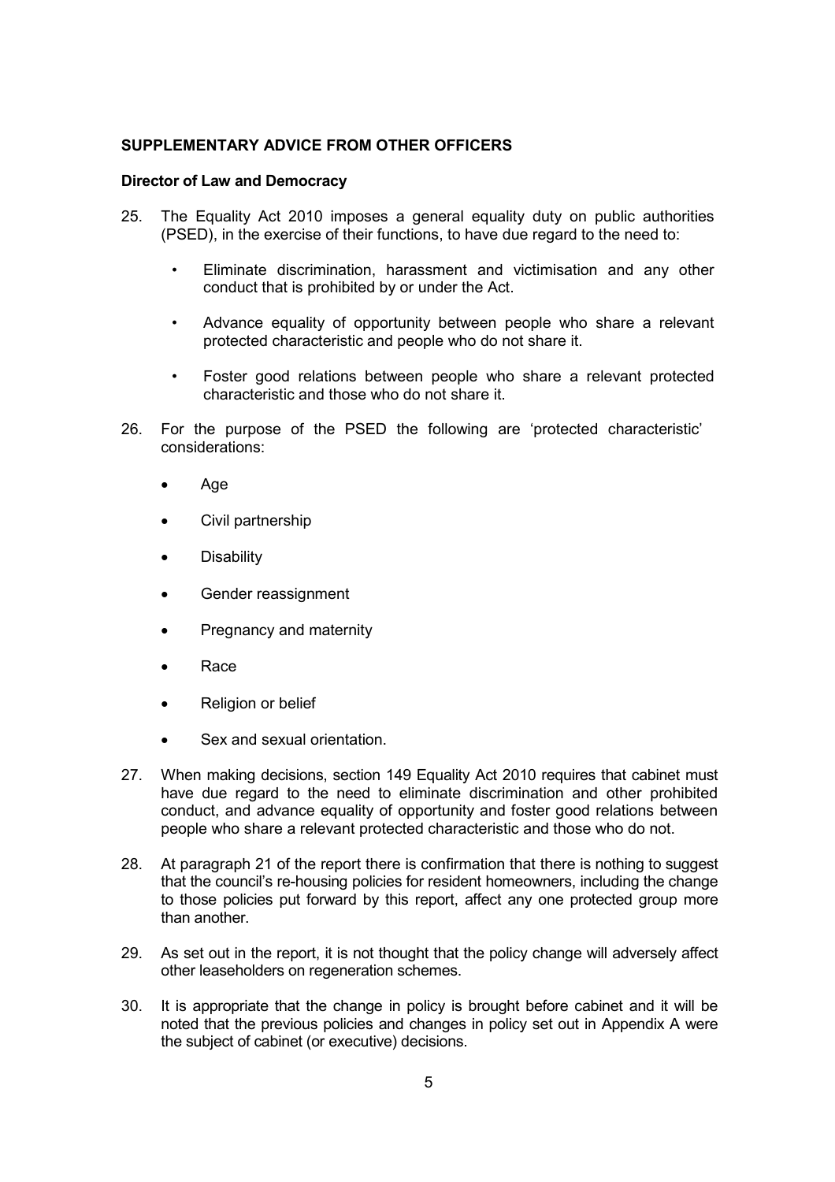## SUPPLEMENTARY ADVICE FROM OTHER OFFICERS

### Director of Law and Democracy

25. The Equality Act 2010 imposes a general equality duty on public authorities (PSED), in the exercise of their functions, to have due regard to the need to:

    - Eliminate discrimination, harassment and victimisation and any other conduct that is prohibited by or under the Act.
    - Advance equality of opportunity between people who share a relevant protected characteristic and people who do not share it.
    - Foster good relations between people who share a relevant protected characteristic and those who do not share it.

26. For the purpose of the PSED the following are 'protected characteristic' considerations:

    - Age
    - Civil partnership
    - Disability
    - Gender reassignment
    - Pregnancy and maternity
    - Race
    - Religion or belief
    - Sex and sexual orientation.

27. When making decisions, section 149 Equality Act 2010 requires that cabinet must have due regard to the need to eliminate discrimination and other prohibited conduct, and advance equality of opportunity and foster good relations between people who share a relevant protected characteristic and those who do not.

28. At paragraph 21 of the report there is confirmation that there is nothing to suggest that the council's re-housing policies for resident homeowners, including the change to those policies put forward by this report, affect any one protected group more than another.

29. As set out in the report, it is not thought that the policy change will adversely affect other leaseholders on regeneration schemes.

30. It is appropriate that the change in policy is brought before cabinet and it will be noted that the previous policies and changes in policy set out in Appendix A were the subject of cabinet (or executive) decisions.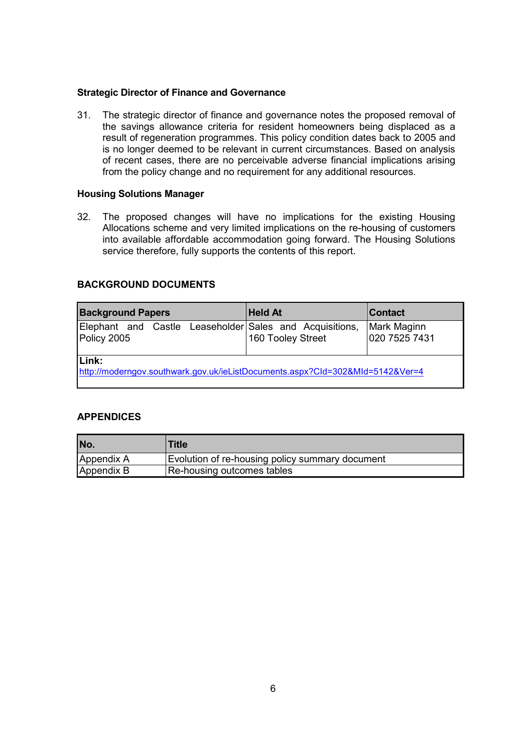**Strategic Director of Finance and Governance**

31. The strategic director of finance and governance notes the proposed removal of the savings allowance criteria for resident homeowners being displaced as a result of regeneration programmes. This policy condition dates back to 2005 and is no longer deemed to be relevant in current circumstances. Based on analysis of recent cases, there are no perceivable adverse financial implications arising from the policy change and no requirement for any additional resources.

**Housing Solutions Manager**

32. The proposed changes will have no implications for the existing Housing Allocations scheme and very limited implications on the re-housing of customers into available affordable accommodation going forward. The Housing Solutions service therefore, fully supports the contents of this report.

## BACKGROUND DOCUMENTS

| Background Papers | Held At | Contact |
| --- | --- | --- |
| Elephant and Castle Leaseholder Policy 2005 | Sales and Acquisitions, 160 Tooley Street | Mark Maginn 020 7525 7431 |
| **Link:** http://moderngov.southwark.gov.uk/ieListDocuments.aspx?CId=302&MId=5142&Ver=4 | | |

## APPENDICES

| No. | Title |
| --- | --- |
| Appendix A | Evolution of re-housing policy summary document |
| Appendix B | Re-housing outcomes tables |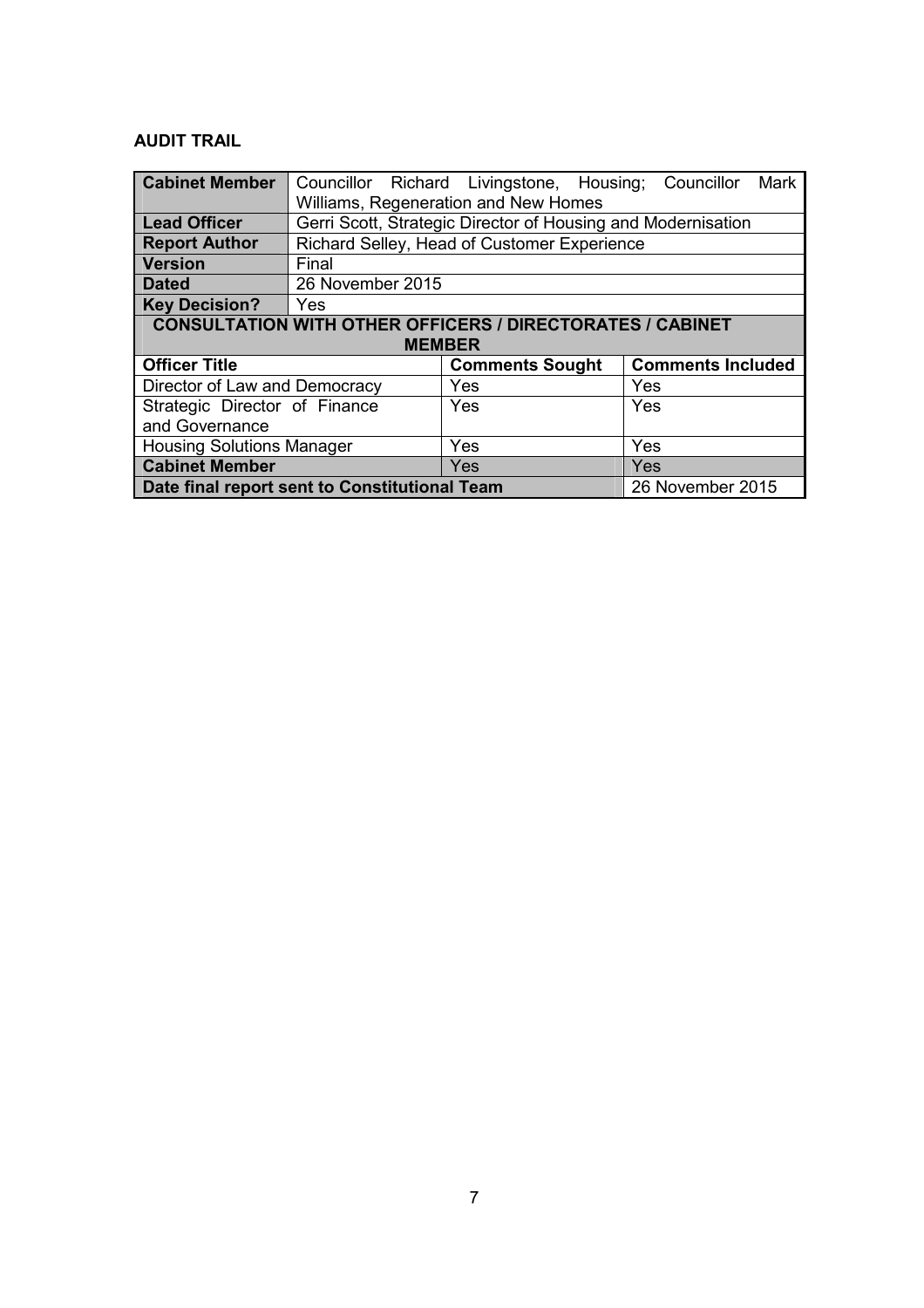**AUDIT TRAIL**

| | | | |
|---|---|---|---|
| **Cabinet Member** | Councillor Richard Livingstone, Housing; Councillor Mark Williams, Regeneration and New Homes | | |
| **Lead Officer** | Gerri Scott, Strategic Director of Housing and Modernisation | | |
| **Report Author** | Richard Selley, Head of Customer Experience | | |
| **Version** | Final | | |
| **Dated** | 26 November 2015 | | |
| **Key Decision?** | Yes | | |
| **CONSULTATION WITH OTHER OFFICERS / DIRECTORATES / CABINET MEMBER** | | | |
| **Officer Title** | | **Comments Sought** | **Comments Included** |
| Director of Law and Democracy | | Yes | Yes |
| Strategic Director of Finance and Governance | | Yes | Yes |
| Housing Solutions Manager | | Yes | Yes |
| **Cabinet Member** | | Yes | Yes |
| **Date final report sent to Constitutional Team** | | | 26 November 2015 |